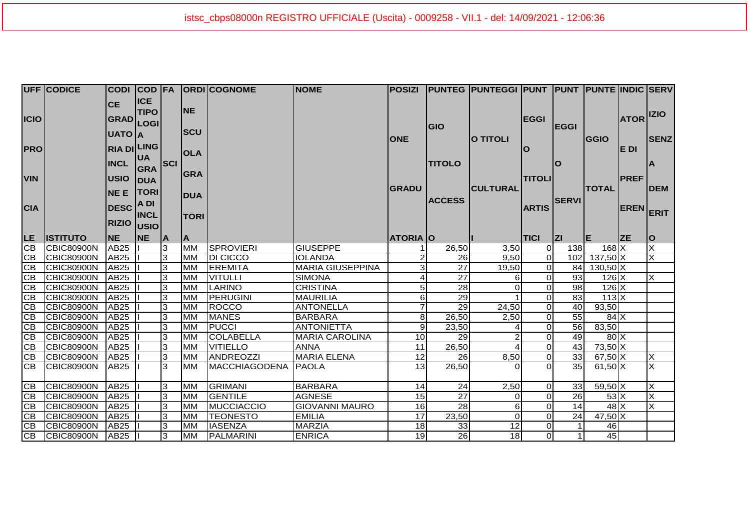istsc_cbps08000n REGISTRO UFFICIALE (Uscita) - 0009258 - VII.1 - del: 14/09/2021 - 12:06:36

| UFFICIO PROVINCIALE | CODICE ISTITUTO | CODICE GRADUATORIA DI INCLUSIONE E DESCRIZIONE | CODICE TIPOLOGIA LINGUA GRADUATORIA DI INCLUSIONE | FASCIA | ORDINE SCUOLA GRADUATORIA | COGNOME | NOME | POSIZIONE GRADUATORIA | PUNTEGGIO TITOLO ACCESSO | PUNTEGGIO TITOLI CULTURALI | PUNTEGGIO TITOLI ARTISTICI | PUNTEGGIO SERVIZI | PUNTEGGIO TOTALE | INDICATORE DI PREFERENZE | SERVIZIO SENZA DEMERITO |
|---|---|---|---|---|---|---|---|---|---|---|---|---|---|---|---|
| CB | CBIC80900N | AB25 | I | 3 | MM | SPROVIERI | GIUSEPPE | 1 | 26,50 | 3,50 | 0 | 138 | 168 | X | X |
| CB | CBIC80900N | AB25 | I | 3 | MM | DI CICCO | IOLANDA | 2 | 26 | 9,50 | 0 | 102 | 137,50 | X | X |
| CB | CBIC80900N | AB25 | I | 3 | MM | EREMITA | MARIA GIUSEPPINA | 3 | 27 | 19,50 | 0 | 84 | 130,50 | X | |
| CB | CBIC80900N | AB25 | I | 3 | MM | VITULLI | SIMONA | 4 | 27 | 6 | 0 | 93 | 126 | X | X |
| CB | CBIC80900N | AB25 | I | 3 | MM | LARINO | CRISTINA | 5 | 28 | 0 | 0 | 98 | 126 | X | |
| CB | CBIC80900N | AB25 | I | 3 | MM | PERUGINI | MAURILIA | 6 | 29 | 1 | 0 | 83 | 113 | X | |
| CB | CBIC80900N | AB25 | I | 3 | MM | ROCCO | ANTONELLA | 7 | 29 | 24,50 | 0 | 40 | 93,50 | | |
| CB | CBIC80900N | AB25 | I | 3 | MM | MANES | BARBARA | 8 | 26,50 | 2,50 | 0 | 55 | 84 | X | |
| CB | CBIC80900N | AB25 | I | 3 | MM | PUCCI | ANTONIETTA | 9 | 23,50 | 4 | 0 | 56 | 83,50 | | |
| CB | CBIC80900N | AB25 | I | 3 | MM | COLABELLA | MARIA CAROLINA | 10 | 29 | 2 | 0 | 49 | 80 | X | |
| CB | CBIC80900N | AB25 | I | 3 | MM | VITIELLO | ANNA | 11 | 26,50 | 4 | 0 | 43 | 73,50 | X | |
| CB | CBIC80900N | AB25 | I | 3 | MM | ANDREOZZI | MARIA ELENA | 12 | 26 | 8,50 | 0 | 33 | 67,50 | X | X |
| CB | CBIC80900N | AB25 | I | 3 | MM | MACCHIAGODENA | PAOLA | 13 | 26,50 | 0 | 0 | 35 | 61,50 | X | X |
| CB | CBIC80900N | AB25 | I | 3 | MM | GRIMANI | BARBARA | 14 | 24 | 2,50 | 0 | 33 | 59,50 | X | X |
| CB | CBIC80900N | AB25 | I | 3 | MM | GENTILE | AGNESE | 15 | 27 | 0 | 0 | 26 | 53 | X | X |
| CB | CBIC80900N | AB25 | I | 3 | MM | MUCCIACCIO | GIOVANNI MAURO | 16 | 28 | 6 | 0 | 14 | 48 | X | X |
| CB | CBIC80900N | AB25 | I | 3 | MM | TEONESTO | EMILIA | 17 | 23,50 | 0 | 0 | 24 | 47,50 | X | |
| CB | CBIC80900N | AB25 | I | 3 | MM | IASENZA | MARZIA | 18 | 33 | 12 | 0 | 1 | 46 | | |
| CB | CBIC80900N | AB25 | I | 3 | MM | PALMARINI | ENRICA | 19 | 26 | 18 | 0 | 1 | 45 | | |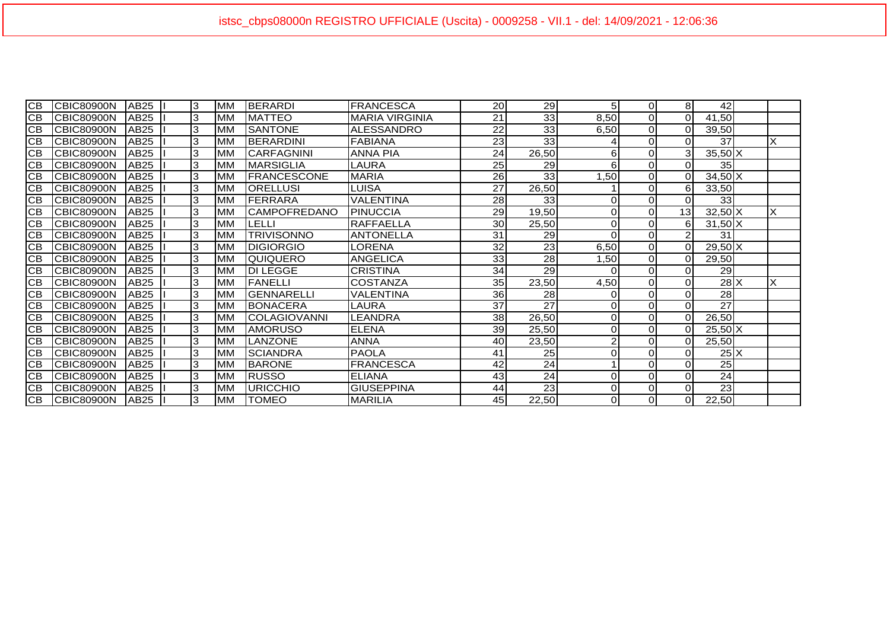| | | | | | | | | | | | | | | | |
|---|---|---|---|---|---|---|---|---|---|---|---|---|---|---|---|
| CB | CBIC80900N | AB25 | I | 3 | MM | BERARDI | FRANCESCA | 20 | 29 | 5 | 0 | 8 | 42 | | |
| CB | CBIC80900N | AB25 | I | 3 | MM | MATTEO | MARIA VIRGINIA | 21 | 33 | 8,50 | 0 | 0 | 41,50 | | |
| CB | CBIC80900N | AB25 | I | 3 | MM | SANTONE | ALESSANDRO | 22 | 33 | 6,50 | 0 | 0 | 39,50 | | |
| CB | CBIC80900N | AB25 | I | 3 | MM | BERARDINI | FABIANA | 23 | 33 | 4 | 0 | 0 | 37 | | X |
| CB | CBIC80900N | AB25 | I | 3 | MM | CARFAGNINI | ANNA PIA | 24 | 26,50 | 6 | 0 | 3 | 35,50 | X | |
| CB | CBIC80900N | AB25 | I | 3 | MM | MARSIGLIA | LAURA | 25 | 29 | 6 | 0 | 0 | 35 | | |
| CB | CBIC80900N | AB25 | I | 3 | MM | FRANCESCONE | MARIA | 26 | 33 | 1,50 | 0 | 0 | 34,50 | X | |
| CB | CBIC80900N | AB25 | I | 3 | MM | ORELLUSI | LUISA | 27 | 26,50 | 1 | 0 | 6 | 33,50 | | |
| CB | CBIC80900N | AB25 | I | 3 | MM | FERRARA | VALENTINA | 28 | 33 | 0 | 0 | 0 | 33 | | |
| CB | CBIC80900N | AB25 | I | 3 | MM | CAMPOFREDANO | PINUCCIA | 29 | 19,50 | 0 | 0 | 13 | 32,50 | X | X |
| CB | CBIC80900N | AB25 | I | 3 | MM | LELLI | RAFFAELLA | 30 | 25,50 | 0 | 0 | 6 | 31,50 | X | |
| CB | CBIC80900N | AB25 | I | 3 | MM | TRIVISONNO | ANTONELLA | 31 | 29 | 0 | 0 | 2 | 31 | | |
| CB | CBIC80900N | AB25 | I | 3 | MM | DIGIORGIO | LORENA | 32 | 23 | 6,50 | 0 | 0 | 29,50 | X | |
| CB | CBIC80900N | AB25 | I | 3 | MM | QUIQUERO | ANGELICA | 33 | 28 | 1,50 | 0 | 0 | 29,50 | | |
| CB | CBIC80900N | AB25 | I | 3 | MM | DI LEGGE | CRISTINA | 34 | 29 | 0 | 0 | 0 | 29 | | |
| CB | CBIC80900N | AB25 | I | 3 | MM | FANELLI | COSTANZA | 35 | 23,50 | 4,50 | 0 | 0 | 28 | X | X |
| CB | CBIC80900N | AB25 | I | 3 | MM | GENNARELLI | VALENTINA | 36 | 28 | 0 | 0 | 0 | 28 | | |
| CB | CBIC80900N | AB25 | I | 3 | MM | BONACERA | LAURA | 37 | 27 | 0 | 0 | 0 | 27 | | |
| CB | CBIC80900N | AB25 | I | 3 | MM | COLAGIOVANNI | LEANDRA | 38 | 26,50 | 0 | 0 | 0 | 26,50 | | |
| CB | CBIC80900N | AB25 | I | 3 | MM | AMORUSO | ELENA | 39 | 25,50 | 0 | 0 | 0 | 25,50 | X | |
| CB | CBIC80900N | AB25 | I | 3 | MM | LANZONE | ANNA | 40 | 23,50 | 2 | 0 | 0 | 25,50 | | |
| CB | CBIC80900N | AB25 | I | 3 | MM | SCIANDRA | PAOLA | 41 | 25 | 0 | 0 | 0 | 25 | X | |
| CB | CBIC80900N | AB25 | I | 3 | MM | BARONE | FRANCESCA | 42 | 24 | 1 | 0 | 0 | 25 | | |
| CB | CBIC80900N | AB25 | I | 3 | MM | RUSSO | ELIANA | 43 | 24 | 0 | 0 | 0 | 24 | | |
| CB | CBIC80900N | AB25 | I | 3 | MM | URICCHIO | GIUSEPPINA | 44 | 23 | 0 | 0 | 0 | 23 | | |
| CB | CBIC80900N | AB25 | I | 3 | MM | TOMEO | MARILIA | 45 | 22,50 | 0 | 0 | 0 | 22,50 | | |